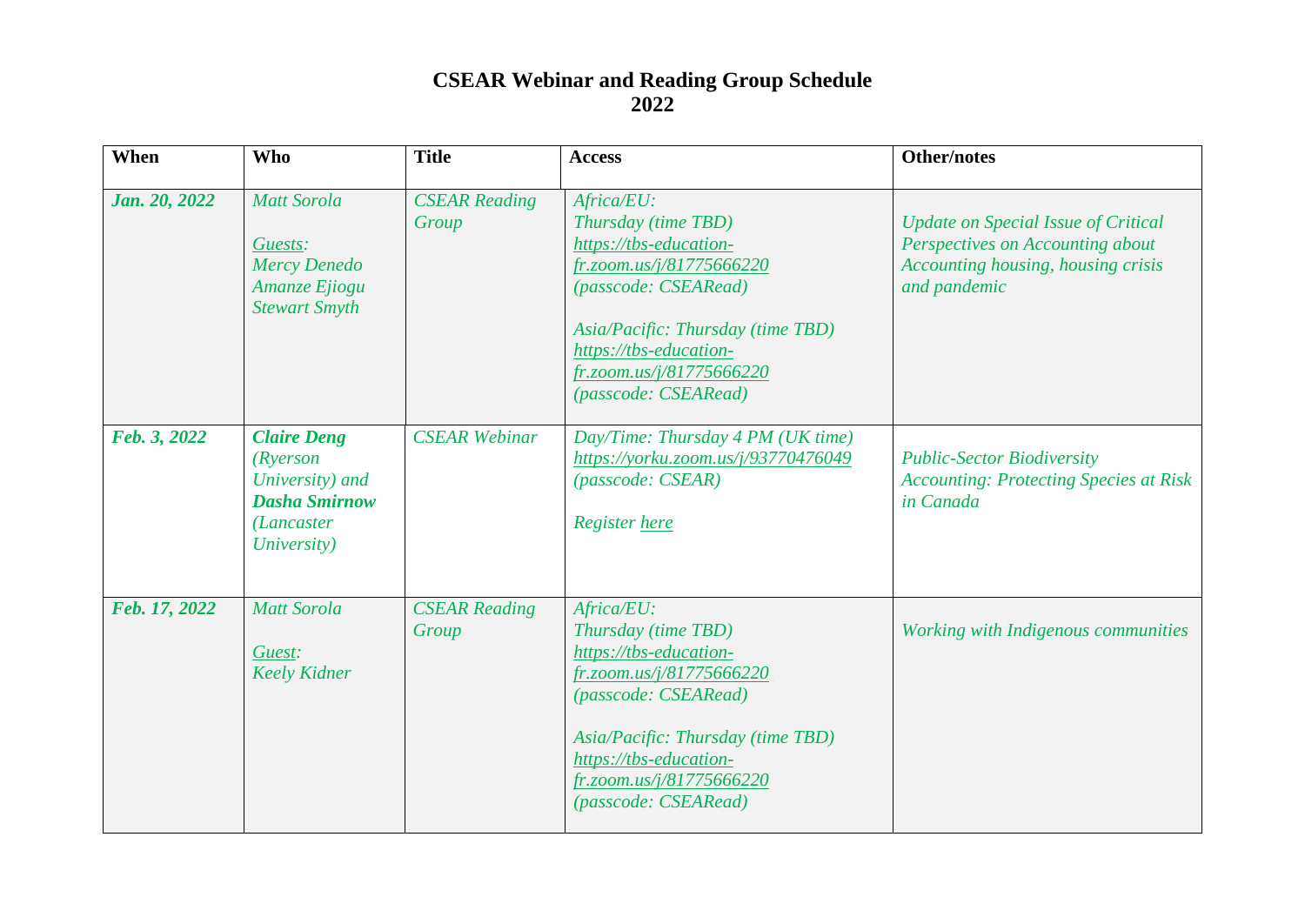# CSEAR Webinar and Reading Group Schedule 2022

| When | Who | Title | Access | Other/notes |
|---|---|---|---|---|
| ***Jan. 20, 2022*** | *Matt Sorola*<br><br>*Guests:*<br>*Mercy Denedo*<br>*Amanze Ejiogu*<br>*Stewart Smyth* | *CSEAR Reading Group* | *Africa/EU:*<br>*Thursday (time TBD)*<br>*https://tbs-education-fr.zoom.us/j/81775666220*<br>*(passcode: CSEARead)*<br><br>*Asia/Pacific: Thursday (time TBD)*<br>*https://tbs-education-fr.zoom.us/j/81775666220*<br>*(passcode: CSEARead)* | *Update on Special Issue of Critical Perspectives on Accounting about Accounting housing, housing crisis and pandemic* |
| ***Feb. 3, 2022*** | ***Claire Deng*** *(Ryerson University) and* ***Dasha Smirnow*** *(Lancaster University)* | *CSEAR Webinar* | *Day/Time: Thursday 4 PM (UK time)*<br>*https://yorku.zoom.us/j/93770476049*<br>*(passcode: CSEAR)*<br><br>*Register here* | *Public-Sector Biodiversity Accounting: Protecting Species at Risk in Canada* |
| ***Feb. 17, 2022*** | *Matt Sorola*<br><br>*Guest:*<br>*Keely Kidner* | *CSEAR Reading Group* | *Africa/EU:*<br>*Thursday (time TBD)*<br>*https://tbs-education-fr.zoom.us/j/81775666220*<br>*(passcode: CSEARead)*<br><br>*Asia/Pacific: Thursday (time TBD)*<br>*https://tbs-education-fr.zoom.us/j/81775666220*<br>*(passcode: CSEARead)* | *Working with Indigenous communities* |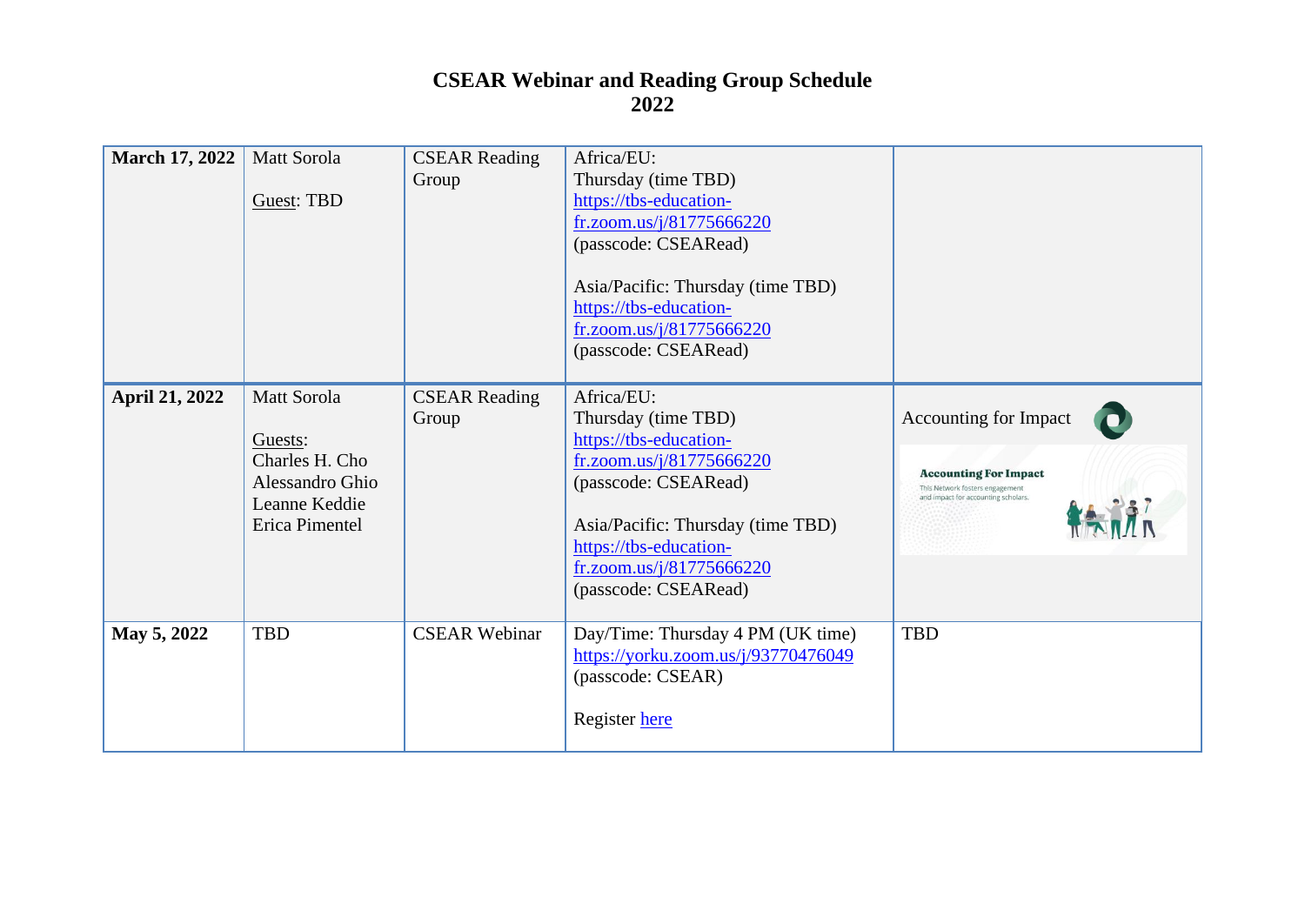# CSEAR Webinar and Reading Group Schedule 2022

| | | | | |
|---|---|---|---|---|
| **March 17, 2022** | Matt Sorola<br><br>Guest: TBD | CSEAR Reading Group | Africa/EU:<br>Thursday (time TBD)<br>https://tbs-education-fr.zoom.us/j/81775666220<br>(passcode: CSEARead)<br><br>Asia/Pacific: Thursday (time TBD)<br>https://tbs-education-fr.zoom.us/j/81775666220<br>(passcode: CSEARead) | |
| **April 21, 2022** | Matt Sorola<br><br>Guests:<br>Charles H. Cho<br>Alessandro Ghio<br>Leanne Keddie<br>Erica Pimentel | CSEAR Reading Group | Africa/EU:<br>Thursday (time TBD)<br>https://tbs-education-fr.zoom.us/j/81775666220<br>(passcode: CSEARead)<br><br>Asia/Pacific: Thursday (time TBD)<br>https://tbs-education-fr.zoom.us/j/81775666220<br>(passcode: CSEARead) | Accounting for Impact |
| **May 5, 2022** | TBD | CSEAR Webinar | Day/Time: Thursday 4 PM (UK time)<br>https://yorku.zoom.us/j/93770476049<br>(passcode: CSEAR)<br><br>Register here | TBD |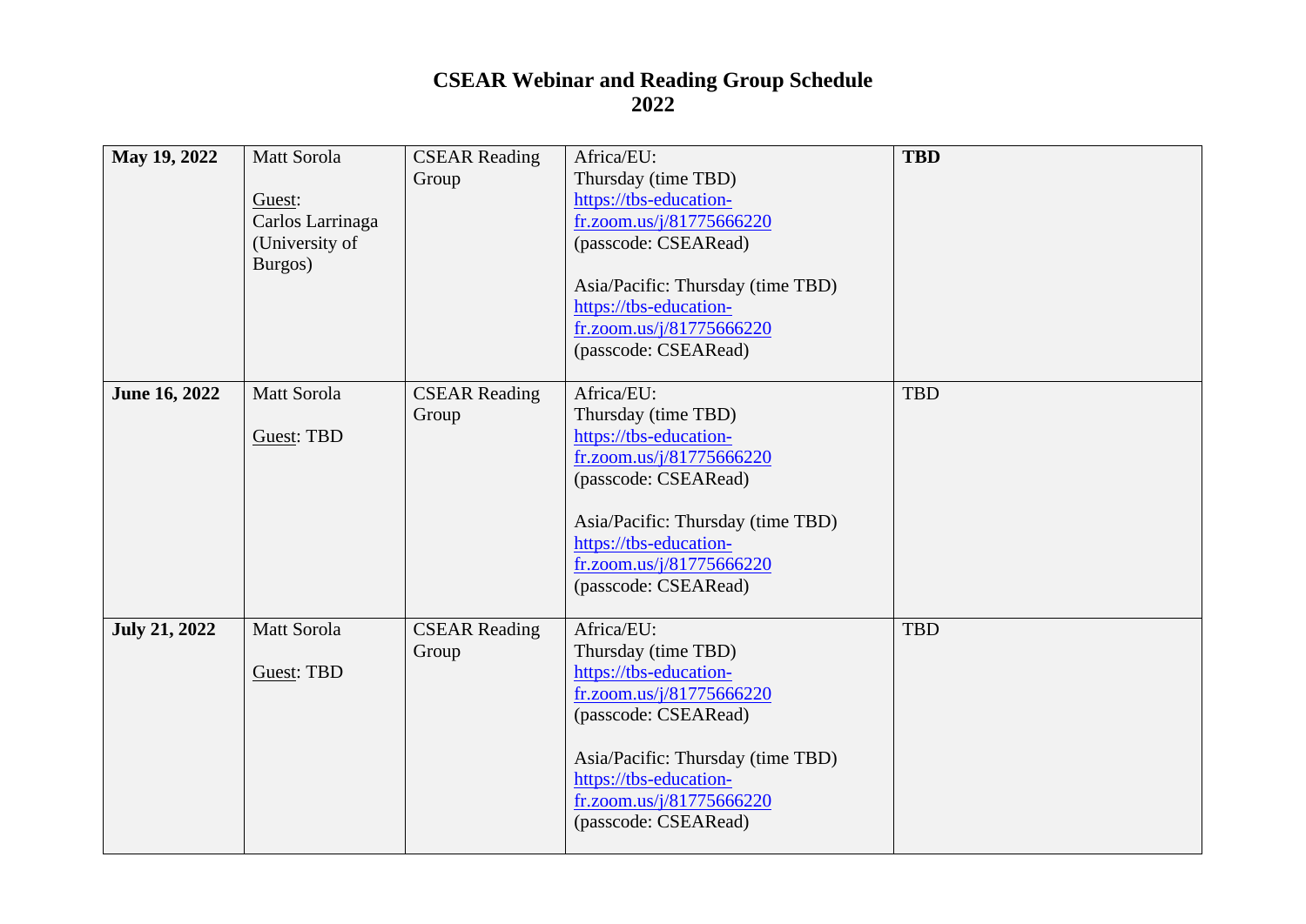# CSEAR Webinar and Reading Group Schedule
# 2022

| | | | | |
|---|---|---|---|---|
| **May 19, 2022** | Matt Sorola<br><br>Guest:<br>Carlos Larrinaga (University of Burgos) | CSEAR Reading Group | Africa/EU:<br>Thursday (time TBD)<br>https://tbs-education-fr.zoom.us/j/81775666220<br>(passcode: CSEARead)<br><br>Asia/Pacific: Thursday (time TBD)<br>https://tbs-education-fr.zoom.us/j/81775666220<br>(passcode: CSEARead) | **TBD** |
| **June 16, 2022** | Matt Sorola<br><br>Guest: TBD | CSEAR Reading Group | Africa/EU:<br>Thursday (time TBD)<br>https://tbs-education-fr.zoom.us/j/81775666220<br>(passcode: CSEARead)<br><br>Asia/Pacific: Thursday (time TBD)<br>https://tbs-education-fr.zoom.us/j/81775666220<br>(passcode: CSEARead) | TBD |
| **July 21, 2022** | Matt Sorola<br><br>Guest: TBD | CSEAR Reading Group | Africa/EU:<br>Thursday (time TBD)<br>https://tbs-education-fr.zoom.us/j/81775666220<br>(passcode: CSEARead)<br><br>Asia/Pacific: Thursday (time TBD)<br>https://tbs-education-fr.zoom.us/j/81775666220<br>(passcode: CSEARead) | TBD |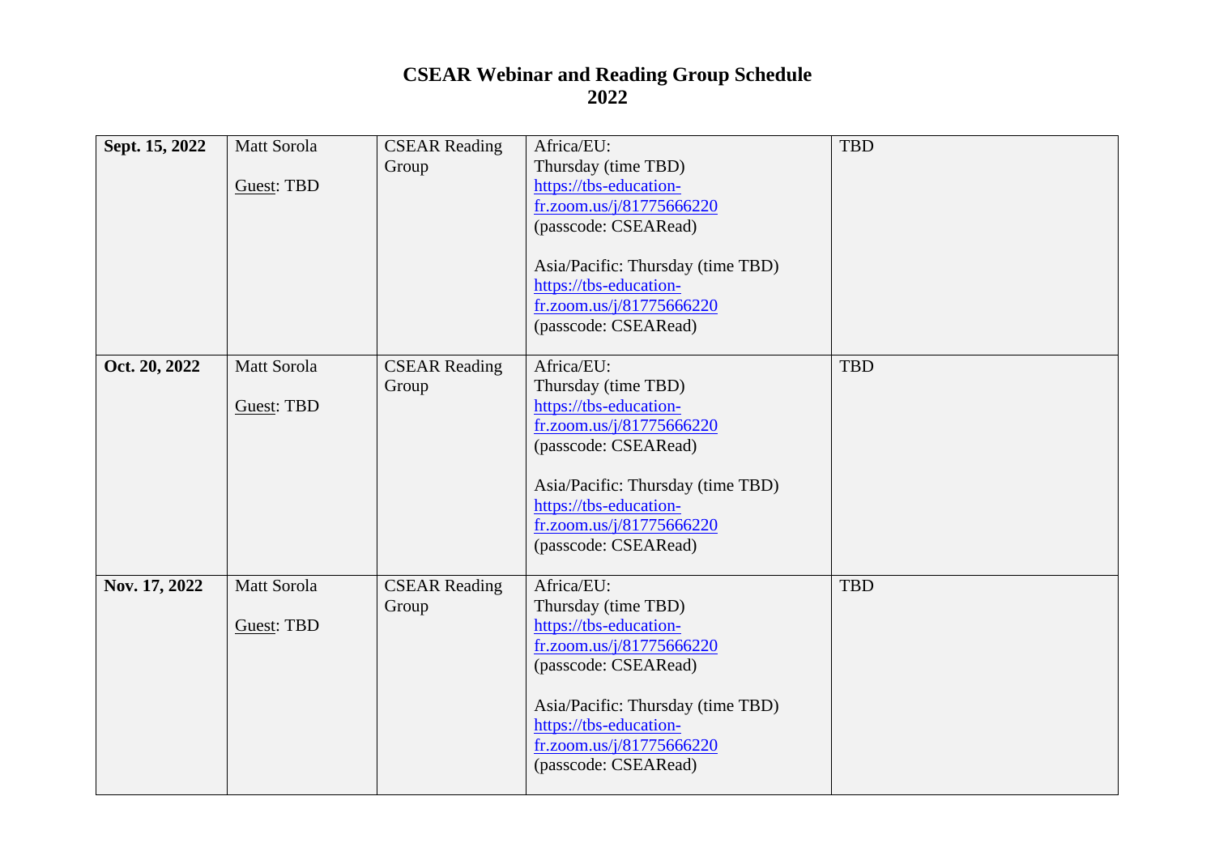# CSEAR Webinar and Reading Group Schedule
# 2022

| | | | | |
|---|---|---|---|---|
| **Sept. 15, 2022** | Matt Sorola<br><br>Guest: TBD | CSEAR Reading Group | Africa/EU:<br>Thursday (time TBD)<br>https://tbs-education-fr.zoom.us/j/81775666220<br>(passcode: CSEARead)<br><br>Asia/Pacific: Thursday (time TBD)<br>https://tbs-education-fr.zoom.us/j/81775666220<br>(passcode: CSEARead) | TBD |
| **Oct. 20, 2022** | Matt Sorola<br><br>Guest: TBD | CSEAR Reading Group | Africa/EU:<br>Thursday (time TBD)<br>https://tbs-education-fr.zoom.us/j/81775666220<br>(passcode: CSEARead)<br><br>Asia/Pacific: Thursday (time TBD)<br>https://tbs-education-fr.zoom.us/j/81775666220<br>(passcode: CSEARead) | TBD |
| **Nov. 17, 2022** | Matt Sorola<br><br>Guest: TBD | CSEAR Reading Group | Africa/EU:<br>Thursday (time TBD)<br>https://tbs-education-fr.zoom.us/j/81775666220<br>(passcode: CSEARead)<br><br>Asia/Pacific: Thursday (time TBD)<br>https://tbs-education-fr.zoom.us/j/81775666220<br>(passcode: CSEARead) | TBD |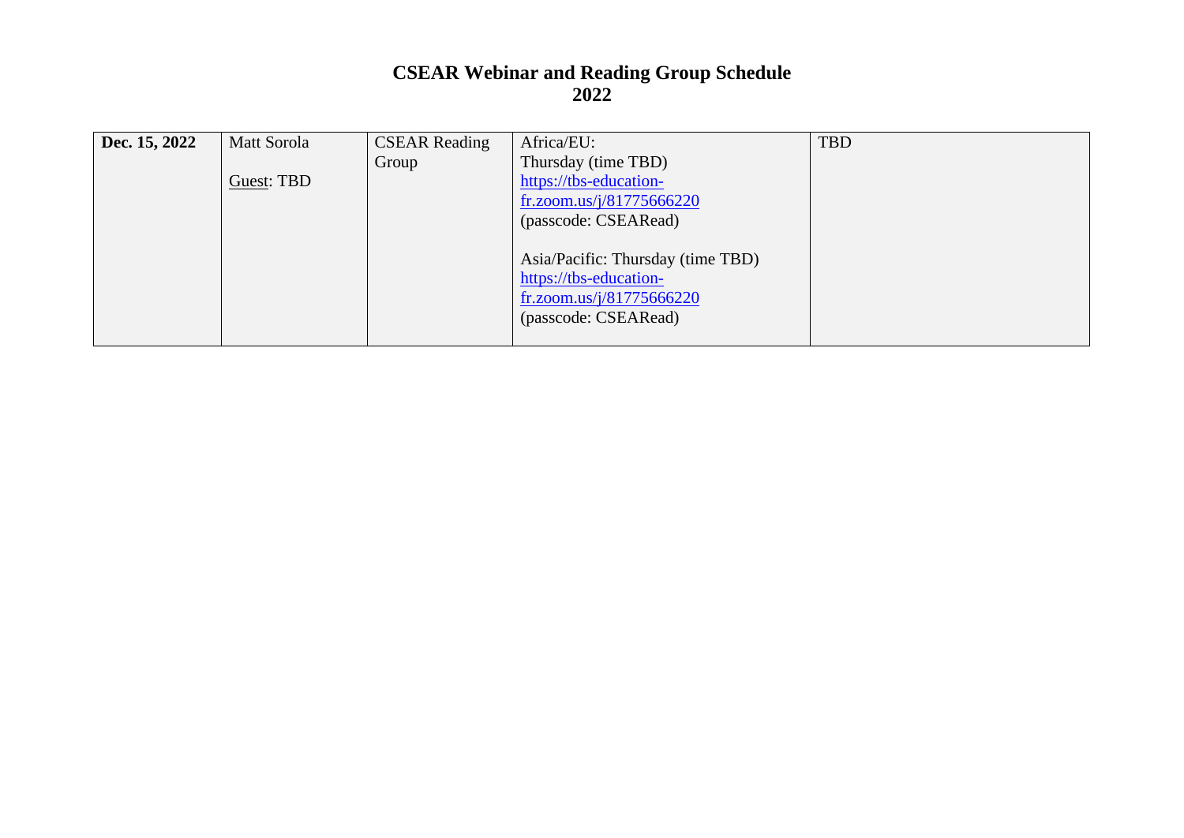# CSEAR Webinar and Reading Group Schedule 2022

| | | | | |
|---|---|---|---|---|
| **Dec. 15, 2022** | Matt Sorola<br><br>Guest: TBD | CSEAR Reading Group | Africa/EU:<br>Thursday (time TBD)<br>https://tbs-education-fr.zoom.us/j/81775666220<br>(passcode: CSEARead)<br><br>Asia/Pacific: Thursday (time TBD)<br>https://tbs-education-fr.zoom.us/j/81775666220<br>(passcode: CSEARead) | TBD |